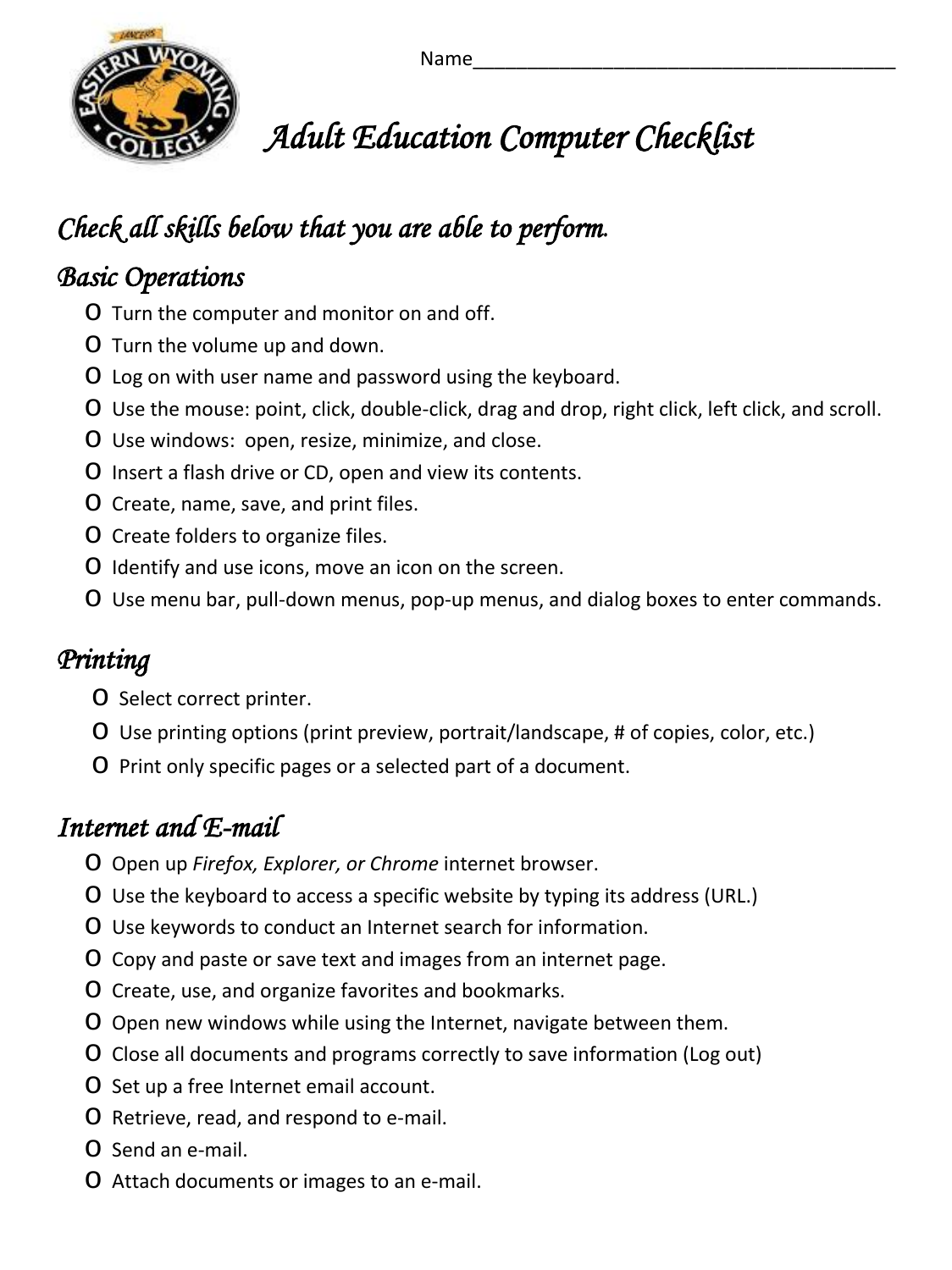Name_______________________________________

# *Adult Education Computer Checklist*

## *Check all skills below that you are able to perform.*

### *Basic Operations*

- o Turn the computer and monitor on and off.
- o Turn the volume up and down.
- o Log on with user name and password using the keyboard.
- o Use the mouse: point, click, double-click, drag and drop, right click, left click, and scroll.
- o Use windows: open, resize, minimize, and close.
- o Insert a flash drive or CD, open and view its contents.
- o Create, name, save, and print files.
- o Create folders to organize files.
- o Identify and use icons, move an icon on the screen.
- o Use menu bar, pull-down menus, pop-up menus, and dialog boxes to enter commands.

### *Printing*

- o Select correct printer.
- o Use printing options (print preview, portrait/landscape, # of copies, color, etc.)
- o Print only specific pages or a selected part of a document.

### *Internet and E-mail*

- o Open up *Firefox, Explorer, or Chrome* internet browser.
- o Use the keyboard to access a specific website by typing its address (URL.)
- o Use keywords to conduct an Internet search for information.
- o Copy and paste or save text and images from an internet page.
- o Create, use, and organize favorites and bookmarks.
- o Open new windows while using the Internet, navigate between them.
- o Close all documents and programs correctly to save information (Log out)
- o Set up a free Internet email account.
- o Retrieve, read, and respond to e-mail.
- o Send an e-mail.
- o Attach documents or images to an e-mail.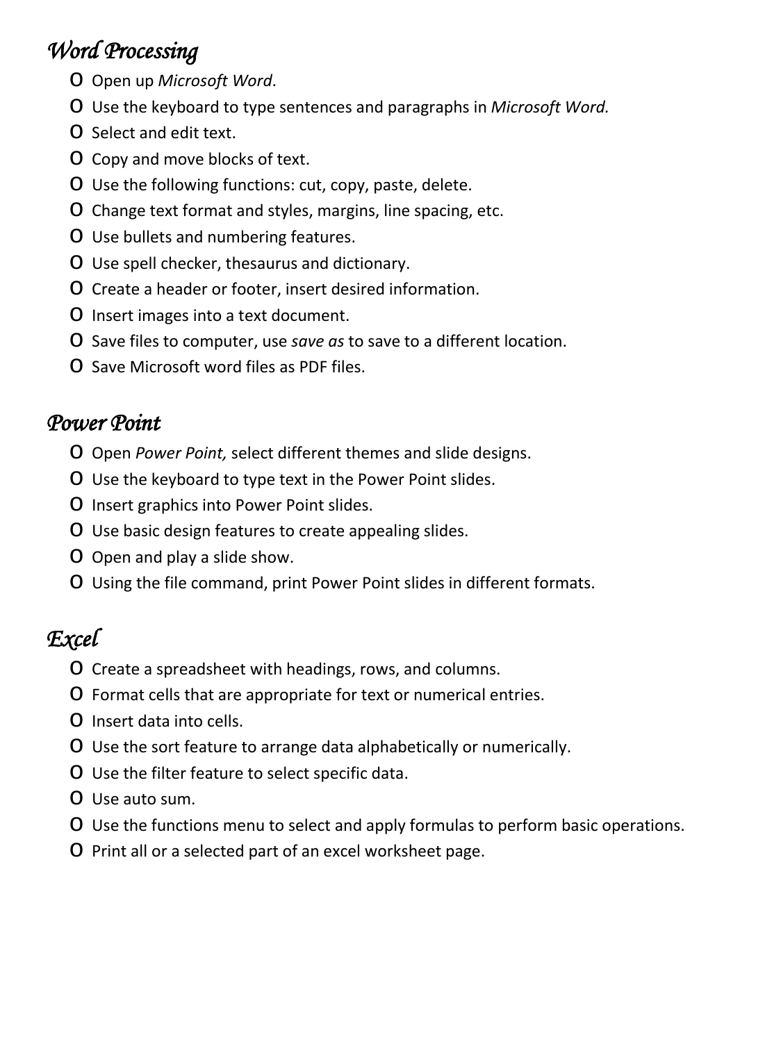## *Word Processing*

- Open up *Microsoft Word*.
- Use the keyboard to type sentences and paragraphs in *Microsoft Word.*
- Select and edit text.
- Copy and move blocks of text.
- Use the following functions: cut, copy, paste, delete.
- Change text format and styles, margins, line spacing, etc.
- Use bullets and numbering features.
- Use spell checker, thesaurus and dictionary.
- Create a header or footer, insert desired information.
- Insert images into a text document.
- Save files to computer, use *save as* to save to a different location.
- Save Microsoft word files as PDF files.

## *Power Point*

- Open *Power Point,* select different themes and slide designs.
- Use the keyboard to type text in the Power Point slides.
- Insert graphics into Power Point slides.
- Use basic design features to create appealing slides.
- Open and play a slide show.
- Using the file command, print Power Point slides in different formats.

## *Excel*

- Create a spreadsheet with headings, rows, and columns.
- Format cells that are appropriate for text or numerical entries.
- Insert data into cells.
- Use the sort feature to arrange data alphabetically or numerically.
- Use the filter feature to select specific data.
- Use auto sum.
- Use the functions menu to select and apply formulas to perform basic operations.
- Print all or a selected part of an excel worksheet page.